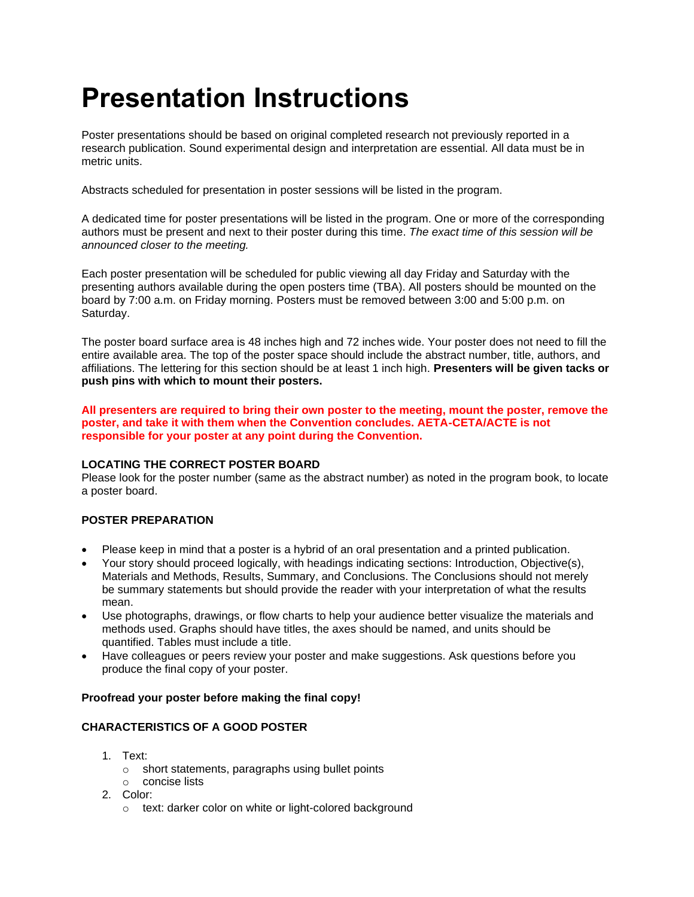# Presentation Instructions

Poster presentations should be based on original completed research not previously reported in a research publication. Sound experimental design and interpretation are essential. All data must be in metric units.

Abstracts scheduled for presentation in poster sessions will be listed in the program.

A dedicated time for poster presentations will be listed in the program. One or more of the corresponding authors must be present and next to their poster during this time. *The exact time of this session will be announced closer to the meeting.*

Each poster presentation will be scheduled for public viewing all day Friday and Saturday with the presenting authors available during the open posters time (TBA). All posters should be mounted on the board by 7:00 a.m. on Friday morning. Posters must be removed between 3:00 and 5:00 p.m. on Saturday.

The poster board surface area is 48 inches high and 72 inches wide. Your poster does not need to fill the entire available area. The top of the poster space should include the abstract number, title, authors, and affiliations. The lettering for this section should be at least 1 inch high. **Presenters will be given tacks or push pins with which to mount their posters.**

**All presenters are required to bring their own poster to the meeting, mount the poster, remove the poster, and take it with them when the Convention concludes. AETA-CETA/ACTE is not responsible for your poster at any point during the Convention.**

**LOCATING THE CORRECT POSTER BOARD**
Please look for the poster number (same as the abstract number) as noted in the program book, to locate a poster board.

**POSTER PREPARATION**

- Please keep in mind that a poster is a hybrid of an oral presentation and a printed publication.
- Your story should proceed logically, with headings indicating sections: Introduction, Objective(s), Materials and Methods, Results, Summary, and Conclusions. The Conclusions should not merely be summary statements but should provide the reader with your interpretation of what the results mean.
- Use photographs, drawings, or flow charts to help your audience better visualize the materials and methods used. Graphs should have titles, the axes should be named, and units should be quantified. Tables must include a title.
- Have colleagues or peers review your poster and make suggestions. Ask questions before you produce the final copy of your poster.

**Proofread your poster before making the final copy!**

**CHARACTERISTICS OF A GOOD POSTER**

1. Text:
   - short statements, paragraphs using bullet points
   - concise lists
2. Color:
   - text: darker color on white or light-colored background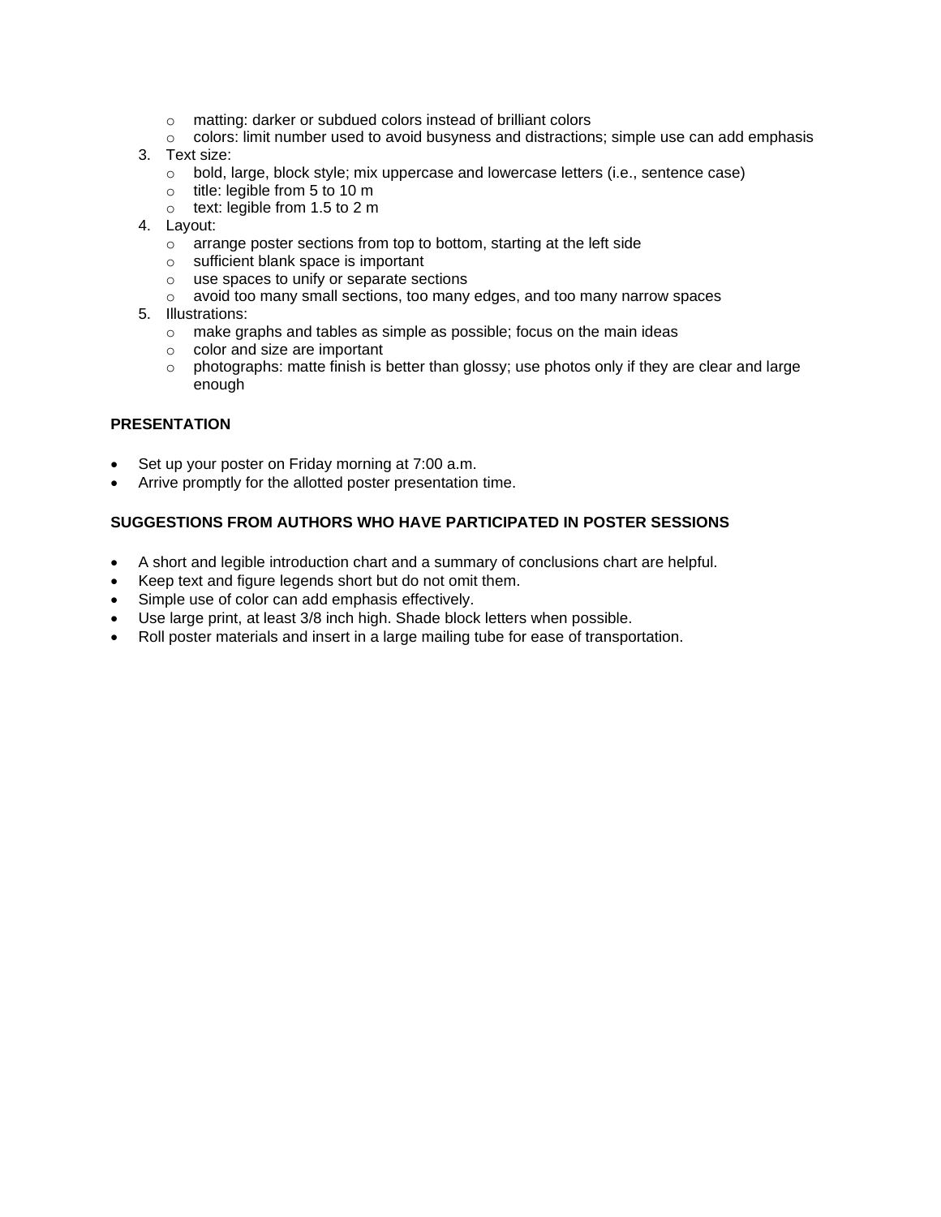- matting: darker or subdued colors instead of brilliant colors
  - colors: limit number used to avoid busyness and distractions; simple use can add emphasis
3. Text size:
   - bold, large, block style; mix uppercase and lowercase letters (i.e., sentence case)
   - title: legible from 5 to 10 m
   - text: legible from 1.5 to 2 m
4. Layout:
   - arrange poster sections from top to bottom, starting at the left side
   - sufficient blank space is important
   - use spaces to unify or separate sections
   - avoid too many small sections, too many edges, and too many narrow spaces
5. Illustrations:
   - make graphs and tables as simple as possible; focus on the main ideas
   - color and size are important
   - photographs: matte finish is better than glossy; use photos only if they are clear and large enough

**PRESENTATION**

- Set up your poster on Friday morning at 7:00 a.m.
- Arrive promptly for the allotted poster presentation time.

**SUGGESTIONS FROM AUTHORS WHO HAVE PARTICIPATED IN POSTER SESSIONS**

- A short and legible introduction chart and a summary of conclusions chart are helpful.
- Keep text and figure legends short but do not omit them.
- Simple use of color can add emphasis effectively.
- Use large print, at least 3/8 inch high. Shade block letters when possible.
- Roll poster materials and insert in a large mailing tube for ease of transportation.